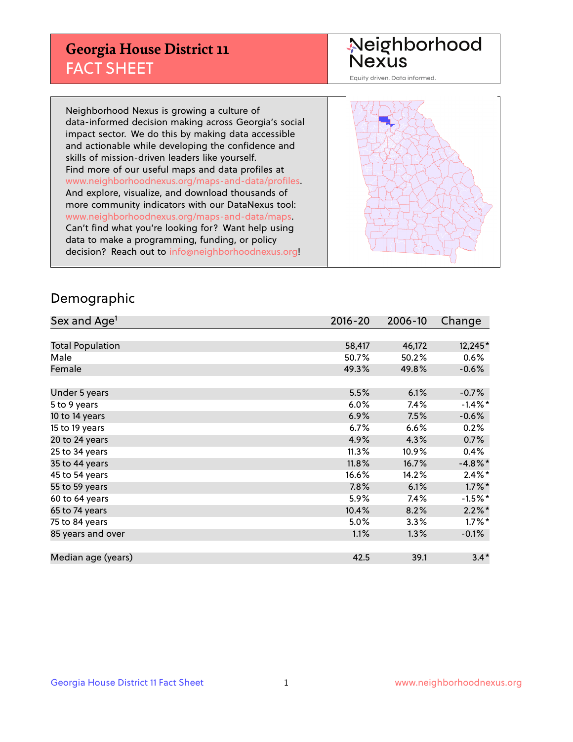# Georgia House District 11
## FACT SHEET

Neighborhood Nexus
Equity driven. Data informed.

Neighborhood Nexus is growing a culture of data-informed decision making across Georgia's social impact sector. We do this by making data accessible and actionable while developing the confidence and skills of mission-driven leaders like yourself. Find more of our useful maps and data profiles at www.neighborhoodnexus.org/maps-and-data/profiles. And explore, visualize, and download thousands of more community indicators with our DataNexus tool: www.neighborhoodnexus.org/maps-and-data/maps. Can't find what you're looking for? Want help using data to make a programming, funding, or policy decision? Reach out to info@neighborhoodnexus.org!

## Demographic

| Sex and Age[1] | 2016-20 | 2006-10 | Change |
|---|---|---|---|
| Total Population | 58,417 | 46,172 | 12,245* |
| Male | 50.7% | 50.2% | 0.6% |
| Female | 49.3% | 49.8% | -0.6% |
| | | | |
| Under 5 years | 5.5% | 6.1% | -0.7% |
| 5 to 9 years | 6.0% | 7.4% | -1.4%* |
| 10 to 14 years | 6.9% | 7.5% | -0.6% |
| 15 to 19 years | 6.7% | 6.6% | 0.2% |
| 20 to 24 years | 4.9% | 4.3% | 0.7% |
| 25 to 34 years | 11.3% | 10.9% | 0.4% |
| 35 to 44 years | 11.8% | 16.7% | -4.8%* |
| 45 to 54 years | 16.6% | 14.2% | 2.4%* |
| 55 to 59 years | 7.8% | 6.1% | 1.7%* |
| 60 to 64 years | 5.9% | 7.4% | -1.5%* |
| 65 to 74 years | 10.4% | 8.2% | 2.2%* |
| 75 to 84 years | 5.0% | 3.3% | 1.7%* |
| 85 years and over | 1.1% | 1.3% | -0.1% |
| | | | |
| Median age (years) | 42.5 | 39.1 | 3.4* |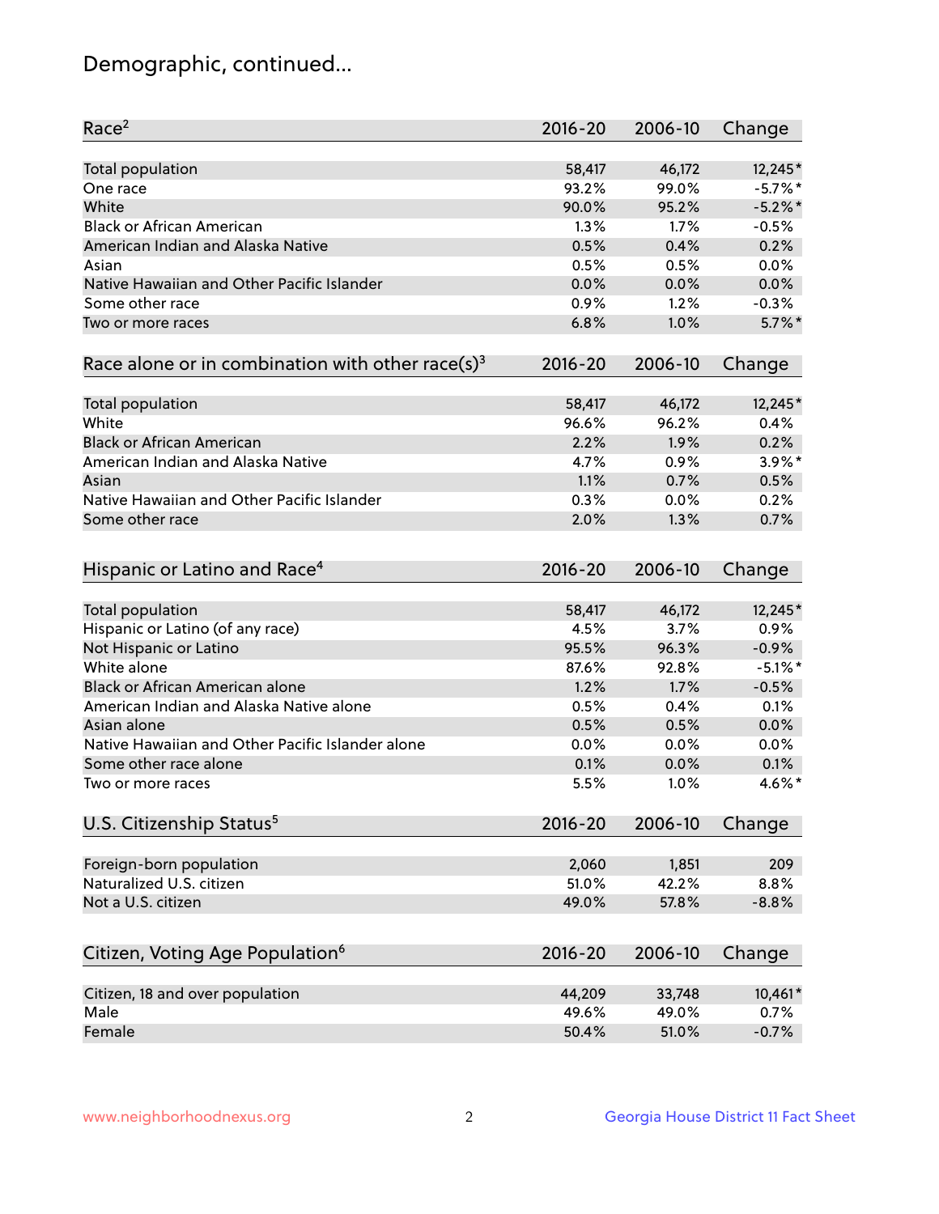# Demographic, continued...

| Race[2] | 2016-20 | 2006-10 | Change |
|---|---|---|---|
| Total population | 58,417 | 46,172 | 12,245* |
| One race | 93.2% | 99.0% | -5.7%* |
| White | 90.0% | 95.2% | -5.2%* |
| Black or African American | 1.3% | 1.7% | -0.5% |
| American Indian and Alaska Native | 0.5% | 0.4% | 0.2% |
| Asian | 0.5% | 0.5% | 0.0% |
| Native Hawaiian and Other Pacific Islander | 0.0% | 0.0% | 0.0% |
| Some other race | 0.9% | 1.2% | -0.3% |
| Two or more races | 6.8% | 1.0% | 5.7%* |

| Race alone or in combination with other race(s)[3] | 2016-20 | 2006-10 | Change |
|---|---|---|---|
| Total population | 58,417 | 46,172 | 12,245* |
| White | 96.6% | 96.2% | 0.4% |
| Black or African American | 2.2% | 1.9% | 0.2% |
| American Indian and Alaska Native | 4.7% | 0.9% | 3.9%* |
| Asian | 1.1% | 0.7% | 0.5% |
| Native Hawaiian and Other Pacific Islander | 0.3% | 0.0% | 0.2% |
| Some other race | 2.0% | 1.3% | 0.7% |

| Hispanic or Latino and Race[4] | 2016-20 | 2006-10 | Change |
|---|---|---|---|
| Total population | 58,417 | 46,172 | 12,245* |
| Hispanic or Latino (of any race) | 4.5% | 3.7% | 0.9% |
| Not Hispanic or Latino | 95.5% | 96.3% | -0.9% |
| White alone | 87.6% | 92.8% | -5.1%* |
| Black or African American alone | 1.2% | 1.7% | -0.5% |
| American Indian and Alaska Native alone | 0.5% | 0.4% | 0.1% |
| Asian alone | 0.5% | 0.5% | 0.0% |
| Native Hawaiian and Other Pacific Islander alone | 0.0% | 0.0% | 0.0% |
| Some other race alone | 0.1% | 0.0% | 0.1% |
| Two or more races | 5.5% | 1.0% | 4.6%* |

| U.S. Citizenship Status[5] | 2016-20 | 2006-10 | Change |
|---|---|---|---|
| Foreign-born population | 2,060 | 1,851 | 209 |
| Naturalized U.S. citizen | 51.0% | 42.2% | 8.8% |
| Not a U.S. citizen | 49.0% | 57.8% | -8.8% |

| Citizen, Voting Age Population[6] | 2016-20 | 2006-10 | Change |
|---|---|---|---|
| Citizen, 18 and over population | 44,209 | 33,748 | 10,461* |
| Male | 49.6% | 49.0% | 0.7% |
| Female | 50.4% | 51.0% | -0.7% |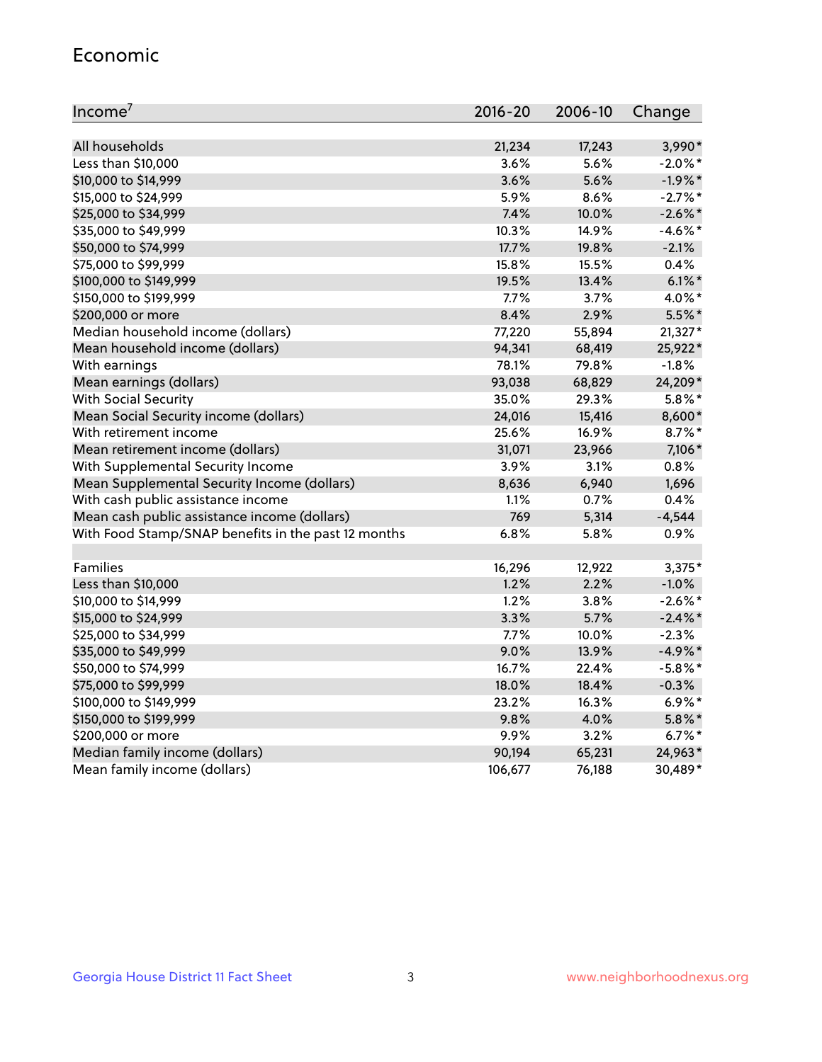## Economic

| Income[7] | 2016-20 | 2006-10 | Change |
|---|---|---|---|
| All households | 21,234 | 17,243 | 3,990* |
| Less than $10,000 | 3.6% | 5.6% | -2.0%* |
| $10,000 to $14,999 | 3.6% | 5.6% | -1.9%* |
| $15,000 to $24,999 | 5.9% | 8.6% | -2.7%* |
| $25,000 to $34,999 | 7.4% | 10.0% | -2.6%* |
| $35,000 to $49,999 | 10.3% | 14.9% | -4.6%* |
| $50,000 to $74,999 | 17.7% | 19.8% | -2.1% |
| $75,000 to $99,999 | 15.8% | 15.5% | 0.4% |
| $100,000 to $149,999 | 19.5% | 13.4% | 6.1%* |
| $150,000 to $199,999 | 7.7% | 3.7% | 4.0%* |
| $200,000 or more | 8.4% | 2.9% | 5.5%* |
| Median household income (dollars) | 77,220 | 55,894 | 21,327* |
| Mean household income (dollars) | 94,341 | 68,419 | 25,922* |
| With earnings | 78.1% | 79.8% | -1.8% |
| Mean earnings (dollars) | 93,038 | 68,829 | 24,209* |
| With Social Security | 35.0% | 29.3% | 5.8%* |
| Mean Social Security income (dollars) | 24,016 | 15,416 | 8,600* |
| With retirement income | 25.6% | 16.9% | 8.7%* |
| Mean retirement income (dollars) | 31,071 | 23,966 | 7,106* |
| With Supplemental Security Income | 3.9% | 3.1% | 0.8% |
| Mean Supplemental Security Income (dollars) | 8,636 | 6,940 | 1,696 |
| With cash public assistance income | 1.1% | 0.7% | 0.4% |
| Mean cash public assistance income (dollars) | 769 | 5,314 | -4,544 |
| With Food Stamp/SNAP benefits in the past 12 months | 6.8% | 5.8% | 0.9% |
| | | | |
| Families | 16,296 | 12,922 | 3,375* |
| Less than $10,000 | 1.2% | 2.2% | -1.0% |
| $10,000 to $14,999 | 1.2% | 3.8% | -2.6%* |
| $15,000 to $24,999 | 3.3% | 5.7% | -2.4%* |
| $25,000 to $34,999 | 7.7% | 10.0% | -2.3% |
| $35,000 to $49,999 | 9.0% | 13.9% | -4.9%* |
| $50,000 to $74,999 | 16.7% | 22.4% | -5.8%* |
| $75,000 to $99,999 | 18.0% | 18.4% | -0.3% |
| $100,000 to $149,999 | 23.2% | 16.3% | 6.9%* |
| $150,000 to $199,999 | 9.8% | 4.0% | 5.8%* |
| $200,000 or more | 9.9% | 3.2% | 6.7%* |
| Median family income (dollars) | 90,194 | 65,231 | 24,963* |
| Mean family income (dollars) | 106,677 | 76,188 | 30,489* |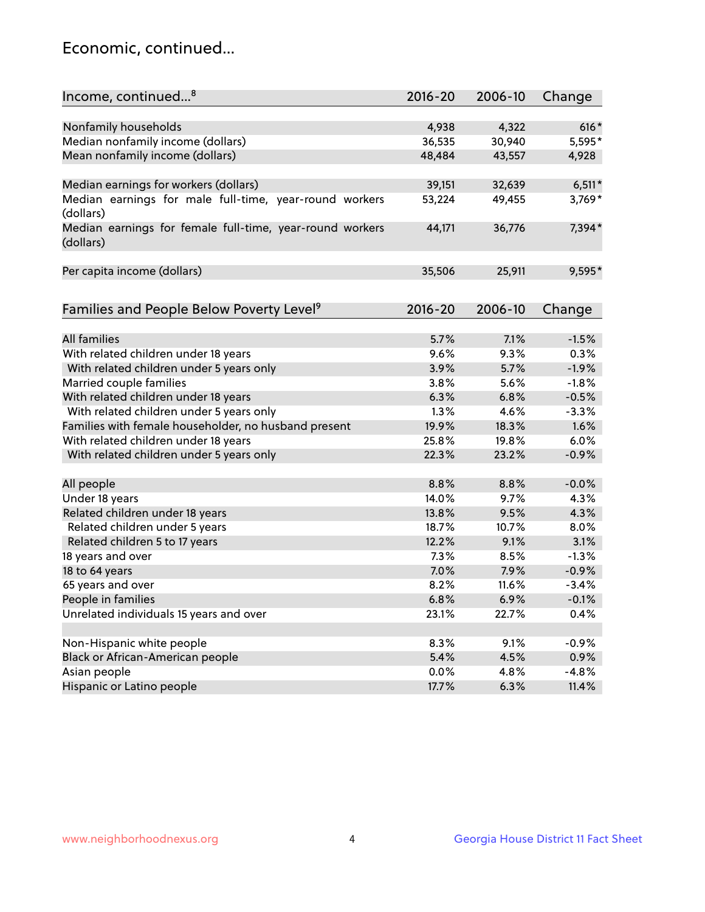## Economic, continued...

| Income, continued...[8] | 2016-20 | 2006-10 | Change |
|---|---|---|---|
| Nonfamily households | 4,938 | 4,322 | 616* |
| Median nonfamily income (dollars) | 36,535 | 30,940 | 5,595* |
| Mean nonfamily income (dollars) | 48,484 | 43,557 | 4,928 |
| Median earnings for workers (dollars) | 39,151 | 32,639 | 6,511* |
| Median earnings for male full-time, year-round workers (dollars) | 53,224 | 49,455 | 3,769* |
| Median earnings for female full-time, year-round workers (dollars) | 44,171 | 36,776 | 7,394* |
| Per capita income (dollars) | 35,506 | 25,911 | 9,595* |

| Families and People Below Poverty Level[9] | 2016-20 | 2006-10 | Change |
|---|---|---|---|
| All families | 5.7% | 7.1% | -1.5% |
| With related children under 18 years | 9.6% | 9.3% | 0.3% |
| With related children under 5 years only | 3.9% | 5.7% | -1.9% |
| Married couple families | 3.8% | 5.6% | -1.8% |
| With related children under 18 years | 6.3% | 6.8% | -0.5% |
| With related children under 5 years only | 1.3% | 4.6% | -3.3% |
| Families with female householder, no husband present | 19.9% | 18.3% | 1.6% |
| With related children under 18 years | 25.8% | 19.8% | 6.0% |
| With related children under 5 years only | 22.3% | 23.2% | -0.9% |
| All people | 8.8% | 8.8% | -0.0% |
| Under 18 years | 14.0% | 9.7% | 4.3% |
| Related children under 18 years | 13.8% | 9.5% | 4.3% |
| Related children under 5 years | 18.7% | 10.7% | 8.0% |
| Related children 5 to 17 years | 12.2% | 9.1% | 3.1% |
| 18 years and over | 7.3% | 8.5% | -1.3% |
| 18 to 64 years | 7.0% | 7.9% | -0.9% |
| 65 years and over | 8.2% | 11.6% | -3.4% |
| People in families | 6.8% | 6.9% | -0.1% |
| Unrelated individuals 15 years and over | 23.1% | 22.7% | 0.4% |
| Non-Hispanic white people | 8.3% | 9.1% | -0.9% |
| Black or African-American people | 5.4% | 4.5% | 0.9% |
| Asian people | 0.0% | 4.8% | -4.8% |
| Hispanic or Latino people | 17.7% | 6.3% | 11.4% |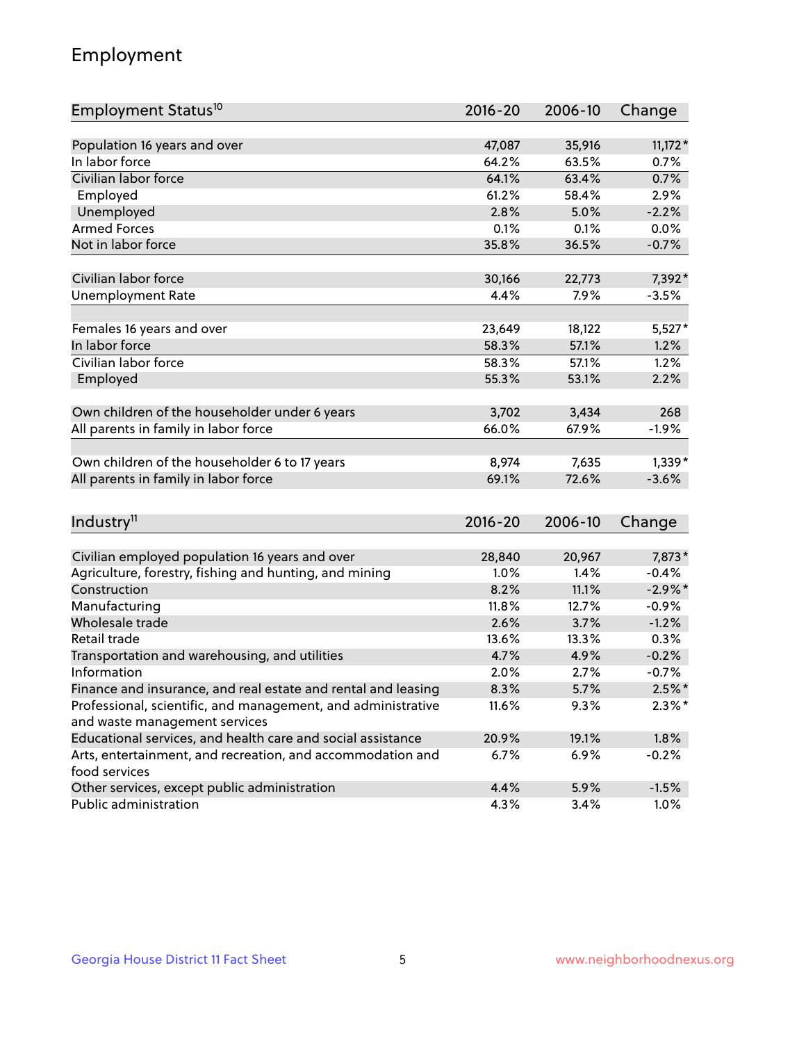# Employment

| Employment Status[10] | 2016-20 | 2006-10 | Change |
|---|---|---|---|
| Population 16 years and over | 47,087 | 35,916 | 11,172* |
| In labor force | 64.2% | 63.5% | 0.7% |
| Civilian labor force | 64.1% | 63.4% | 0.7% |
| Employed | 61.2% | 58.4% | 2.9% |
| Unemployed | 2.8% | 5.0% | -2.2% |
| Armed Forces | 0.1% | 0.1% | 0.0% |
| Not in labor force | 35.8% | 36.5% | -0.7% |
| | | | |
| Civilian labor force | 30,166 | 22,773 | 7,392* |
| Unemployment Rate | 4.4% | 7.9% | -3.5% |
| | | | |
| Females 16 years and over | 23,649 | 18,122 | 5,527* |
| In labor force | 58.3% | 57.1% | 1.2% |
| Civilian labor force | 58.3% | 57.1% | 1.2% |
| Employed | 55.3% | 53.1% | 2.2% |
| | | | |
| Own children of the householder under 6 years | 3,702 | 3,434 | 268 |
| All parents in family in labor force | 66.0% | 67.9% | -1.9% |
| | | | |
| Own children of the householder 6 to 17 years | 8,974 | 7,635 | 1,339* |
| All parents in family in labor force | 69.1% | 72.6% | -3.6% |

| Industry[11] | 2016-20 | 2006-10 | Change |
|---|---|---|---|
| Civilian employed population 16 years and over | 28,840 | 20,967 | 7,873* |
| Agriculture, forestry, fishing and hunting, and mining | 1.0% | 1.4% | -0.4% |
| Construction | 8.2% | 11.1% | -2.9%* |
| Manufacturing | 11.8% | 12.7% | -0.9% |
| Wholesale trade | 2.6% | 3.7% | -1.2% |
| Retail trade | 13.6% | 13.3% | 0.3% |
| Transportation and warehousing, and utilities | 4.7% | 4.9% | -0.2% |
| Information | 2.0% | 2.7% | -0.7% |
| Finance and insurance, and real estate and rental and leasing | 8.3% | 5.7% | 2.5%* |
| Professional, scientific, and management, and administrative and waste management services | 11.6% | 9.3% | 2.3%* |
| Educational services, and health care and social assistance | 20.9% | 19.1% | 1.8% |
| Arts, entertainment, and recreation, and accommodation and food services | 6.7% | 6.9% | -0.2% |
| Other services, except public administration | 4.4% | 5.9% | -1.5% |
| Public administration | 4.3% | 3.4% | 1.0% |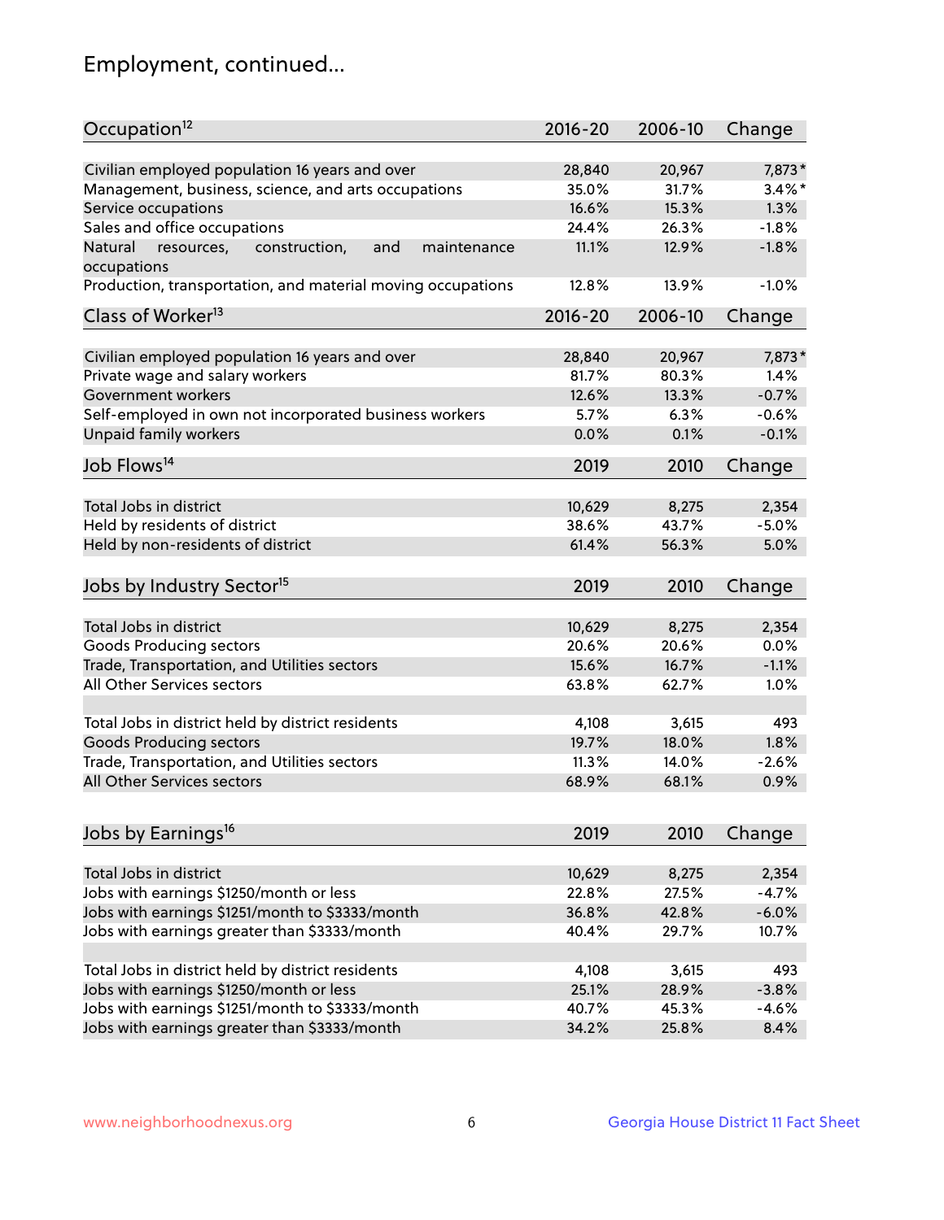# Employment, continued...

| Occupation[12] | 2016-20 | 2006-10 | Change |
|---|---|---|---|
| Civilian employed population 16 years and over | 28,840 | 20,967 | 7,873* |
| Management, business, science, and arts occupations | 35.0% | 31.7% | 3.4%* |
| Service occupations | 16.6% | 15.3% | 1.3% |
| Sales and office occupations | 24.4% | 26.3% | -1.8% |
| Natural resources, construction, and maintenance occupations | 11.1% | 12.9% | -1.8% |
| Production, transportation, and material moving occupations | 12.8% | 13.9% | -1.0% |

| Class of Worker[13] | 2016-20 | 2006-10 | Change |
|---|---|---|---|
| Civilian employed population 16 years and over | 28,840 | 20,967 | 7,873* |
| Private wage and salary workers | 81.7% | 80.3% | 1.4% |
| Government workers | 12.6% | 13.3% | -0.7% |
| Self-employed in own not incorporated business workers | 5.7% | 6.3% | -0.6% |
| Unpaid family workers | 0.0% | 0.1% | -0.1% |

| Job Flows[14] | 2019 | 2010 | Change |
|---|---|---|---|
| Total Jobs in district | 10,629 | 8,275 | 2,354 |
| Held by residents of district | 38.6% | 43.7% | -5.0% |
| Held by non-residents of district | 61.4% | 56.3% | 5.0% |

| Jobs by Industry Sector[15] | 2019 | 2010 | Change |
|---|---|---|---|
| Total Jobs in district | 10,629 | 8,275 | 2,354 |
| Goods Producing sectors | 20.6% | 20.6% | 0.0% |
| Trade, Transportation, and Utilities sectors | 15.6% | 16.7% | -1.1% |
| All Other Services sectors | 63.8% | 62.7% | 1.0% |
| | | | |
| Total Jobs in district held by district residents | 4,108 | 3,615 | 493 |
| Goods Producing sectors | 19.7% | 18.0% | 1.8% |
| Trade, Transportation, and Utilities sectors | 11.3% | 14.0% | -2.6% |
| All Other Services sectors | 68.9% | 68.1% | 0.9% |

| Jobs by Earnings[16] | 2019 | 2010 | Change |
|---|---|---|---|
| Total Jobs in district | 10,629 | 8,275 | 2,354 |
| Jobs with earnings $1250/month or less | 22.8% | 27.5% | -4.7% |
| Jobs with earnings $1251/month to $3333/month | 36.8% | 42.8% | -6.0% |
| Jobs with earnings greater than $3333/month | 40.4% | 29.7% | 10.7% |
| | | | |
| Total Jobs in district held by district residents | 4,108 | 3,615 | 493 |
| Jobs with earnings $1250/month or less | 25.1% | 28.9% | -3.8% |
| Jobs with earnings $1251/month to $3333/month | 40.7% | 45.3% | -4.6% |
| Jobs with earnings greater than $3333/month | 34.2% | 25.8% | 8.4% |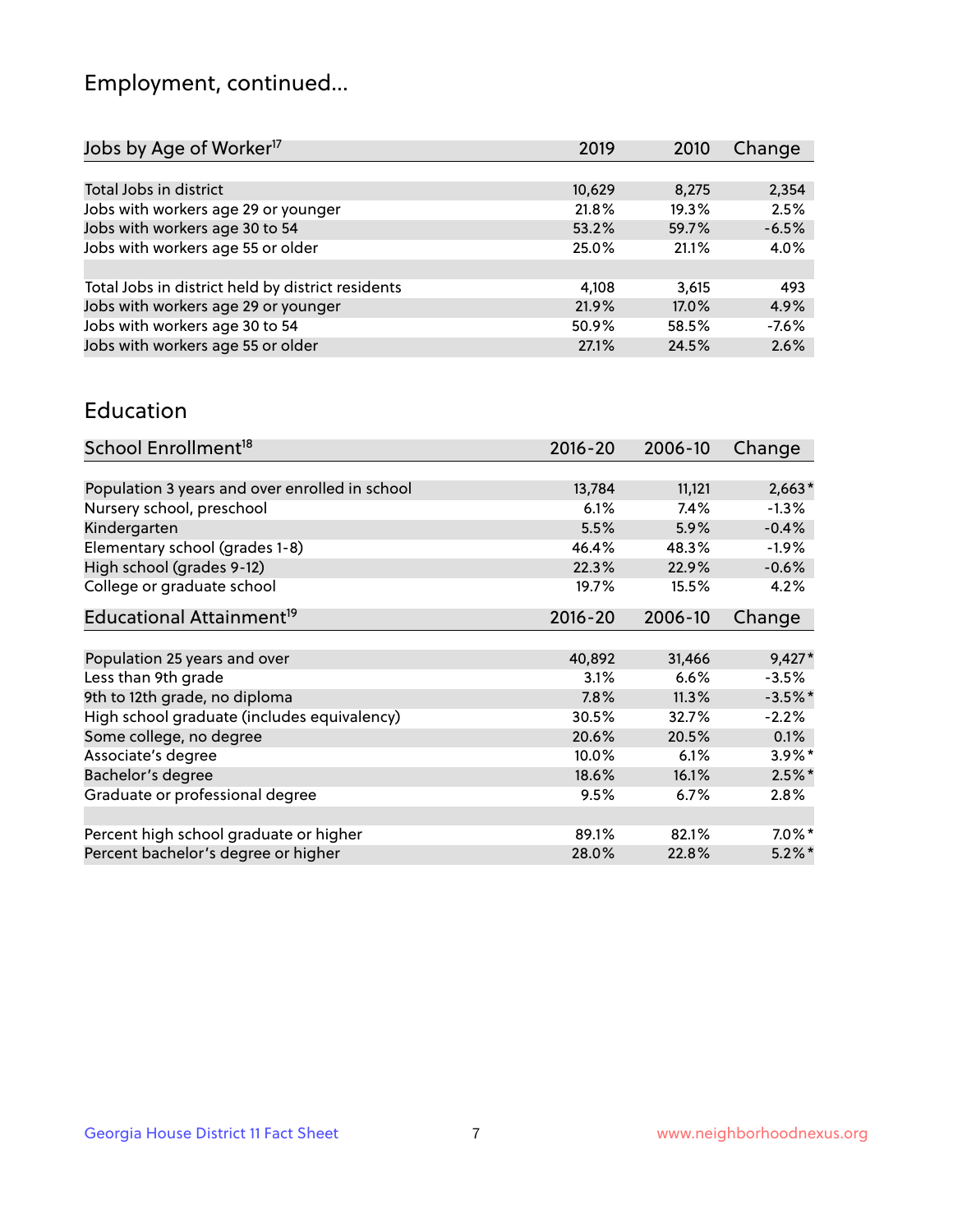# Employment, continued...

| Jobs by Age of Worker[17] | 2019 | 2010 | Change |
|---|---|---|---|
| Total Jobs in district | 10,629 | 8,275 | 2,354 |
| Jobs with workers age 29 or younger | 21.8% | 19.3% | 2.5% |
| Jobs with workers age 30 to 54 | 53.2% | 59.7% | -6.5% |
| Jobs with workers age 55 or older | 25.0% | 21.1% | 4.0% |
| | | | |
| Total Jobs in district held by district residents | 4,108 | 3,615 | 493 |
| Jobs with workers age 29 or younger | 21.9% | 17.0% | 4.9% |
| Jobs with workers age 30 to 54 | 50.9% | 58.5% | -7.6% |
| Jobs with workers age 55 or older | 27.1% | 24.5% | 2.6% |

## Education

| School Enrollment[18] | 2016-20 | 2006-10 | Change |
|---|---|---|---|
| Population 3 years and over enrolled in school | 13,784 | 11,121 | 2,663* |
| Nursery school, preschool | 6.1% | 7.4% | -1.3% |
| Kindergarten | 5.5% | 5.9% | -0.4% |
| Elementary school (grades 1-8) | 46.4% | 48.3% | -1.9% |
| High school (grades 9-12) | 22.3% | 22.9% | -0.6% |
| College or graduate school | 19.7% | 15.5% | 4.2% |

| Educational Attainment[19] | 2016-20 | 2006-10 | Change |
|---|---|---|---|
| Population 25 years and over | 40,892 | 31,466 | 9,427* |
| Less than 9th grade | 3.1% | 6.6% | -3.5% |
| 9th to 12th grade, no diploma | 7.8% | 11.3% | -3.5%* |
| High school graduate (includes equivalency) | 30.5% | 32.7% | -2.2% |
| Some college, no degree | 20.6% | 20.5% | 0.1% |
| Associate's degree | 10.0% | 6.1% | 3.9%* |
| Bachelor's degree | 18.6% | 16.1% | 2.5%* |
| Graduate or professional degree | 9.5% | 6.7% | 2.8% |
| | | | |
| Percent high school graduate or higher | 89.1% | 82.1% | 7.0%* |
| Percent bachelor's degree or higher | 28.0% | 22.8% | 5.2%* |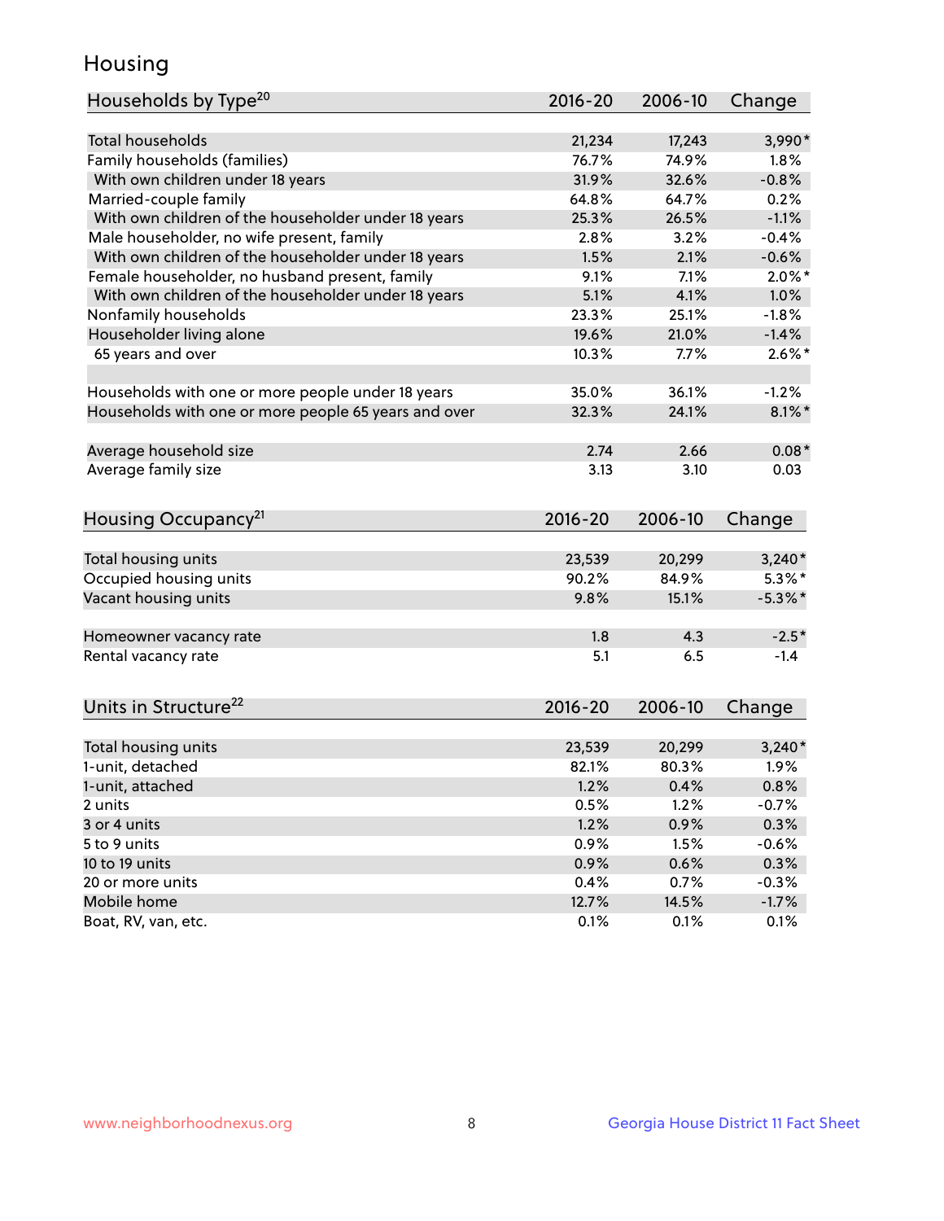# Housing

| Households by Type[20] | 2016-20 | 2006-10 | Change |
|---|---|---|---|
| Total households | 21,234 | 17,243 | 3,990* |
| Family households (families) | 76.7% | 74.9% | 1.8% |
| With own children under 18 years | 31.9% | 32.6% | -0.8% |
| Married-couple family | 64.8% | 64.7% | 0.2% |
| With own children of the householder under 18 years | 25.3% | 26.5% | -1.1% |
| Male householder, no wife present, family | 2.8% | 3.2% | -0.4% |
| With own children of the householder under 18 years | 1.5% | 2.1% | -0.6% |
| Female householder, no husband present, family | 9.1% | 7.1% | 2.0%* |
| With own children of the householder under 18 years | 5.1% | 4.1% | 1.0% |
| Nonfamily households | 23.3% | 25.1% | -1.8% |
| Householder living alone | 19.6% | 21.0% | -1.4% |
| 65 years and over | 10.3% | 7.7% | 2.6%* |
| | | | |
| Households with one or more people under 18 years | 35.0% | 36.1% | -1.2% |
| Households with one or more people 65 years and over | 32.3% | 24.1% | 8.1%* |
| | | | |
| Average household size | 2.74 | 2.66 | 0.08* |
| Average family size | 3.13 | 3.10 | 0.03 |

| Housing Occupancy[21] | 2016-20 | 2006-10 | Change |
|---|---|---|---|
| Total housing units | 23,539 | 20,299 | 3,240* |
| Occupied housing units | 90.2% | 84.9% | 5.3%* |
| Vacant housing units | 9.8% | 15.1% | -5.3%* |
| | | | |
| Homeowner vacancy rate | 1.8 | 4.3 | -2.5* |
| Rental vacancy rate | 5.1 | 6.5 | -1.4 |

| Units in Structure[22] | 2016-20 | 2006-10 | Change |
|---|---|---|---|
| Total housing units | 23,539 | 20,299 | 3,240* |
| 1-unit, detached | 82.1% | 80.3% | 1.9% |
| 1-unit, attached | 1.2% | 0.4% | 0.8% |
| 2 units | 0.5% | 1.2% | -0.7% |
| 3 or 4 units | 1.2% | 0.9% | 0.3% |
| 5 to 9 units | 0.9% | 1.5% | -0.6% |
| 10 to 19 units | 0.9% | 0.6% | 0.3% |
| 20 or more units | 0.4% | 0.7% | -0.3% |
| Mobile home | 12.7% | 14.5% | -1.7% |
| Boat, RV, van, etc. | 0.1% | 0.1% | 0.1% |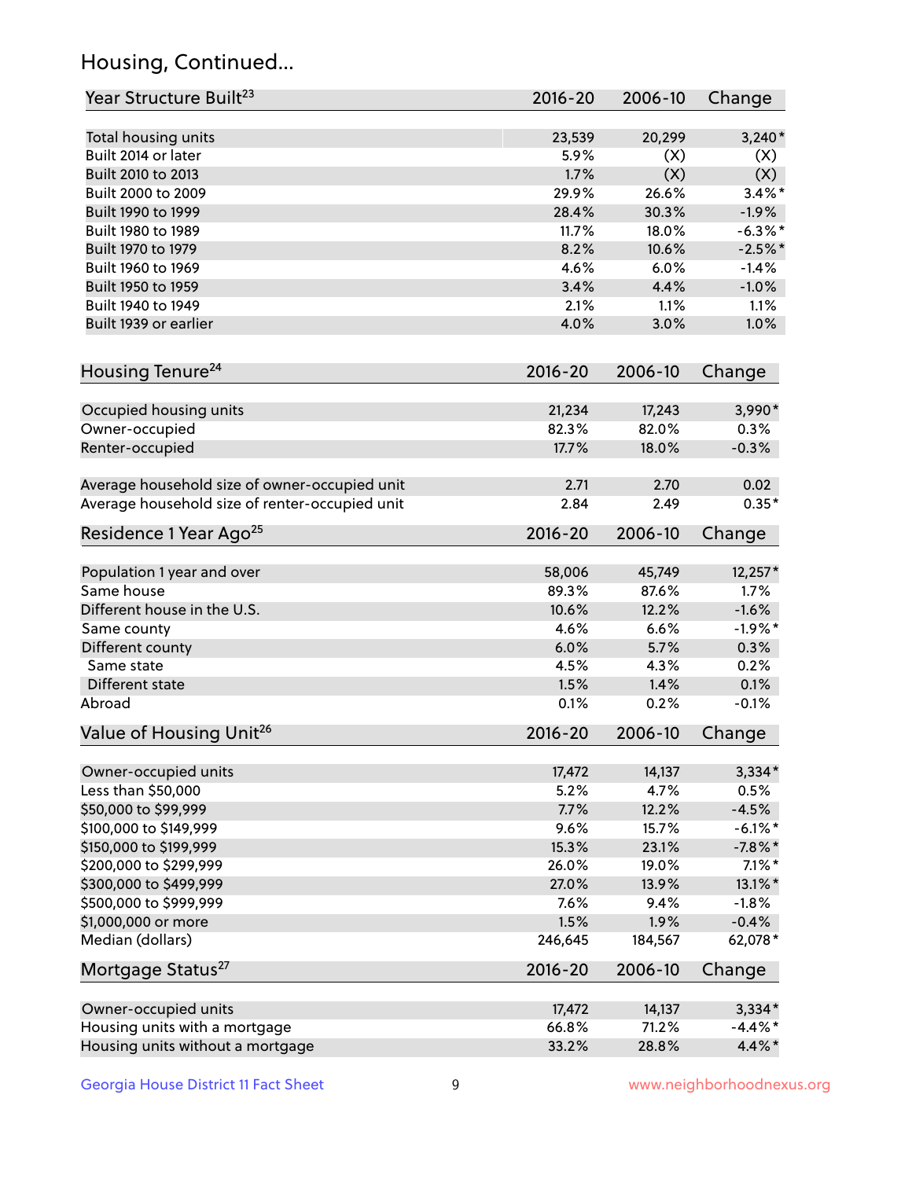## Housing, Continued...

| Year Structure Built[23] | 2016-20 | 2006-10 | Change |
|---|---|---|---|
| Total housing units | 23,539 | 20,299 | 3,240* |
| Built 2014 or later | 5.9% | (X) | (X) |
| Built 2010 to 2013 | 1.7% | (X) | (X) |
| Built 2000 to 2009 | 29.9% | 26.6% | 3.4%* |
| Built 1990 to 1999 | 28.4% | 30.3% | -1.9% |
| Built 1980 to 1989 | 11.7% | 18.0% | -6.3%* |
| Built 1970 to 1979 | 8.2% | 10.6% | -2.5%* |
| Built 1960 to 1969 | 4.6% | 6.0% | -1.4% |
| Built 1950 to 1959 | 3.4% | 4.4% | -1.0% |
| Built 1940 to 1949 | 2.1% | 1.1% | 1.1% |
| Built 1939 or earlier | 4.0% | 3.0% | 1.0% |

| Housing Tenure[24] | 2016-20 | 2006-10 | Change |
|---|---|---|---|
| Occupied housing units | 21,234 | 17,243 | 3,990* |
| Owner-occupied | 82.3% | 82.0% | 0.3% |
| Renter-occupied | 17.7% | 18.0% | -0.3% |
| Average household size of owner-occupied unit | 2.71 | 2.70 | 0.02 |
| Average household size of renter-occupied unit | 2.84 | 2.49 | 0.35* |

| Residence 1 Year Ago[25] | 2016-20 | 2006-10 | Change |
|---|---|---|---|
| Population 1 year and over | 58,006 | 45,749 | 12,257* |
| Same house | 89.3% | 87.6% | 1.7% |
| Different house in the U.S. | 10.6% | 12.2% | -1.6% |
| Same county | 4.6% | 6.6% | -1.9%* |
| Different county | 6.0% | 5.7% | 0.3% |
| Same state | 4.5% | 4.3% | 0.2% |
| Different state | 1.5% | 1.4% | 0.1% |
| Abroad | 0.1% | 0.2% | -0.1% |

| Value of Housing Unit[26] | 2016-20 | 2006-10 | Change |
|---|---|---|---|
| Owner-occupied units | 17,472 | 14,137 | 3,334* |
| Less than $50,000 | 5.2% | 4.7% | 0.5% |
| $50,000 to $99,999 | 7.7% | 12.2% | -4.5% |
| $100,000 to $149,999 | 9.6% | 15.7% | -6.1%* |
| $150,000 to $199,999 | 15.3% | 23.1% | -7.8%* |
| $200,000 to $299,999 | 26.0% | 19.0% | 7.1%* |
| $300,000 to $499,999 | 27.0% | 13.9% | 13.1%* |
| $500,000 to $999,999 | 7.6% | 9.4% | -1.8% |
| $1,000,000 or more | 1.5% | 1.9% | -0.4% |
| Median (dollars) | 246,645 | 184,567 | 62,078* |

| Mortgage Status[27] | 2016-20 | 2006-10 | Change |
|---|---|---|---|
| Owner-occupied units | 17,472 | 14,137 | 3,334* |
| Housing units with a mortgage | 66.8% | 71.2% | -4.4%* |
| Housing units without a mortgage | 33.2% | 28.8% | 4.4%* |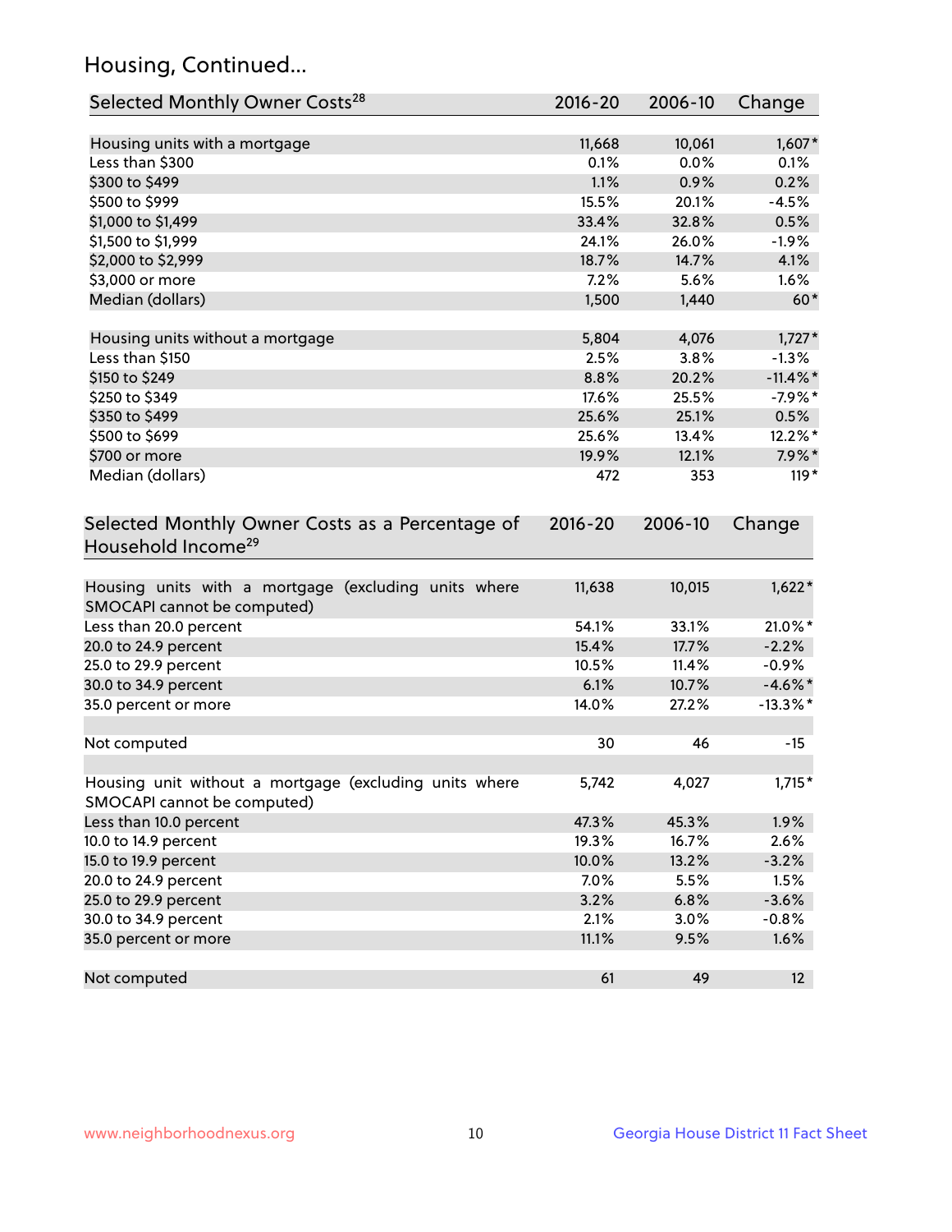## Housing, Continued...

| Selected Monthly Owner Costs[28] | 2016-20 | 2006-10 | Change |
|---|---|---|---|
| Housing units with a mortgage | 11,668 | 10,061 | 1,607* |
| Less than $300 | 0.1% | 0.0% | 0.1% |
| $300 to $499 | 1.1% | 0.9% | 0.2% |
| $500 to $999 | 15.5% | 20.1% | -4.5% |
| $1,000 to $1,499 | 33.4% | 32.8% | 0.5% |
| $1,500 to $1,999 | 24.1% | 26.0% | -1.9% |
| $2,000 to $2,999 | 18.7% | 14.7% | 4.1% |
| $3,000 or more | 7.2% | 5.6% | 1.6% |
| Median (dollars) | 1,500 | 1,440 | 60* |
| | | | |
| Housing units without a mortgage | 5,804 | 4,076 | 1,727* |
| Less than $150 | 2.5% | 3.8% | -1.3% |
| $150 to $249 | 8.8% | 20.2% | -11.4%* |
| $250 to $349 | 17.6% | 25.5% | -7.9%* |
| $350 to $499 | 25.6% | 25.1% | 0.5% |
| $500 to $699 | 25.6% | 13.4% | 12.2%* |
| $700 or more | 19.9% | 12.1% | 7.9%* |
| Median (dollars) | 472 | 353 | 119* |

| Selected Monthly Owner Costs as a Percentage of Household Income[29] | 2016-20 | 2006-10 | Change |
|---|---|---|---|
| Housing units with a mortgage (excluding units where SMOCAPI cannot be computed) | 11,638 | 10,015 | 1,622* |
| Less than 20.0 percent | 54.1% | 33.1% | 21.0%* |
| 20.0 to 24.9 percent | 15.4% | 17.7% | -2.2% |
| 25.0 to 29.9 percent | 10.5% | 11.4% | -0.9% |
| 30.0 to 34.9 percent | 6.1% | 10.7% | -4.6%* |
| 35.0 percent or more | 14.0% | 27.2% | -13.3%* |
| | | | |
| Not computed | 30 | 46 | -15 |
| | | | |
| Housing unit without a mortgage (excluding units where SMOCAPI cannot be computed) | 5,742 | 4,027 | 1,715* |
| Less than 10.0 percent | 47.3% | 45.3% | 1.9% |
| 10.0 to 14.9 percent | 19.3% | 16.7% | 2.6% |
| 15.0 to 19.9 percent | 10.0% | 13.2% | -3.2% |
| 20.0 to 24.9 percent | 7.0% | 5.5% | 1.5% |
| 25.0 to 29.9 percent | 3.2% | 6.8% | -3.6% |
| 30.0 to 34.9 percent | 2.1% | 3.0% | -0.8% |
| 35.0 percent or more | 11.1% | 9.5% | 1.6% |
| | | | |
| Not computed | 61 | 49 | 12 |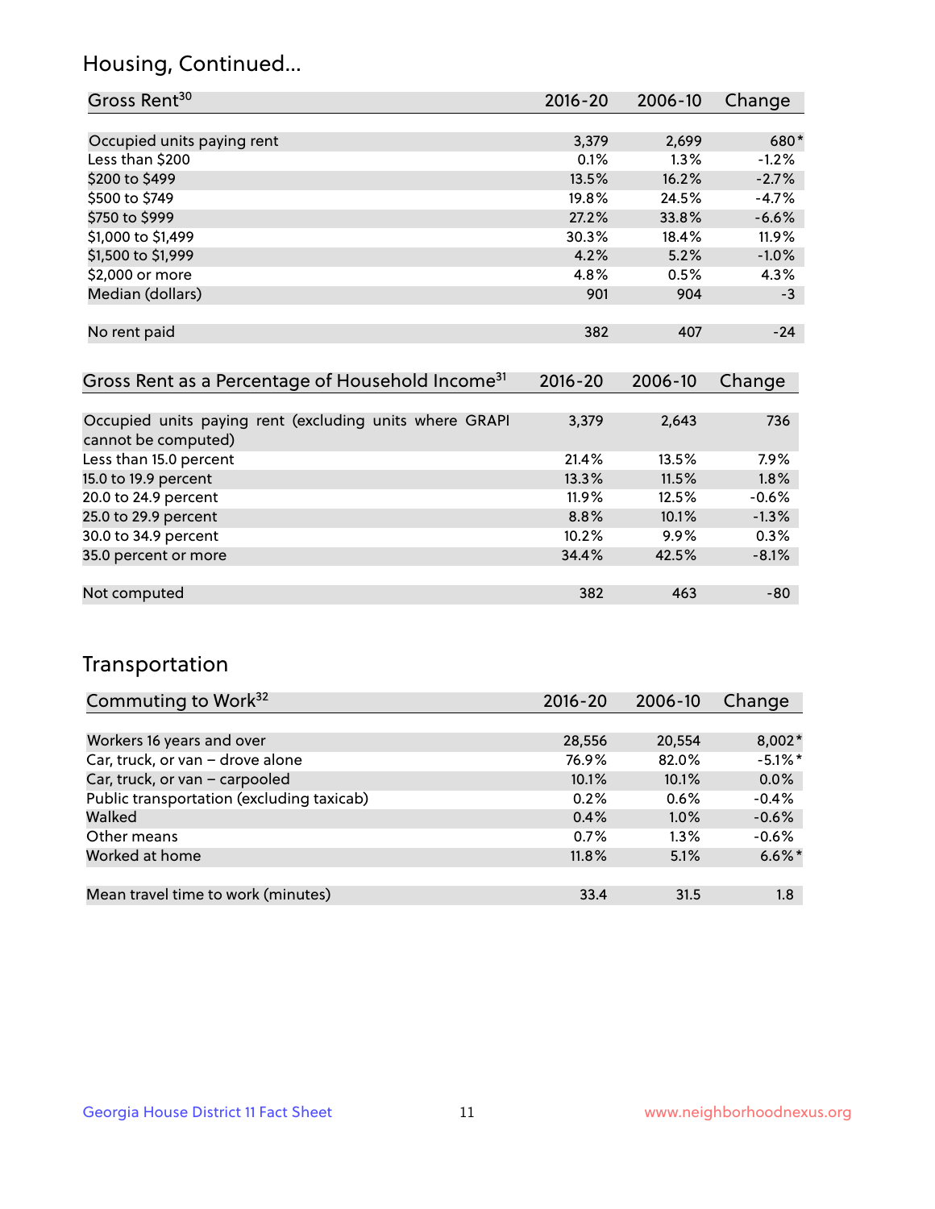## Housing, Continued...

| Gross Rent[30] | 2016-20 | 2006-10 | Change |
|---|---|---|---|
| Occupied units paying rent | 3,379 | 2,699 | 680* |
| Less than $200 | 0.1% | 1.3% | -1.2% |
| $200 to $499 | 13.5% | 16.2% | -2.7% |
| $500 to $749 | 19.8% | 24.5% | -4.7% |
| $750 to $999 | 27.2% | 33.8% | -6.6% |
| $1,000 to $1,499 | 30.3% | 18.4% | 11.9% |
| $1,500 to $1,999 | 4.2% | 5.2% | -1.0% |
| $2,000 or more | 4.8% | 0.5% | 4.3% |
| Median (dollars) | 901 | 904 | -3 |
| No rent paid | 382 | 407 | -24 |

| Gross Rent as a Percentage of Household Income[31] | 2016-20 | 2006-10 | Change |
|---|---|---|---|
| Occupied units paying rent (excluding units where GRAPI cannot be computed) | 3,379 | 2,643 | 736 |
| Less than 15.0 percent | 21.4% | 13.5% | 7.9% |
| 15.0 to 19.9 percent | 13.3% | 11.5% | 1.8% |
| 20.0 to 24.9 percent | 11.9% | 12.5% | -0.6% |
| 25.0 to 29.9 percent | 8.8% | 10.1% | -1.3% |
| 30.0 to 34.9 percent | 10.2% | 9.9% | 0.3% |
| 35.0 percent or more | 34.4% | 42.5% | -8.1% |
| Not computed | 382 | 463 | -80 |

## Transportation

| Commuting to Work[32] | 2016-20 | 2006-10 | Change |
|---|---|---|---|
| Workers 16 years and over | 28,556 | 20,554 | 8,002* |
| Car, truck, or van – drove alone | 76.9% | 82.0% | -5.1%* |
| Car, truck, or van – carpooled | 10.1% | 10.1% | 0.0% |
| Public transportation (excluding taxicab) | 0.2% | 0.6% | -0.4% |
| Walked | 0.4% | 1.0% | -0.6% |
| Other means | 0.7% | 1.3% | -0.6% |
| Worked at home | 11.8% | 5.1% | 6.6%* |
| Mean travel time to work (minutes) | 33.4 | 31.5 | 1.8 |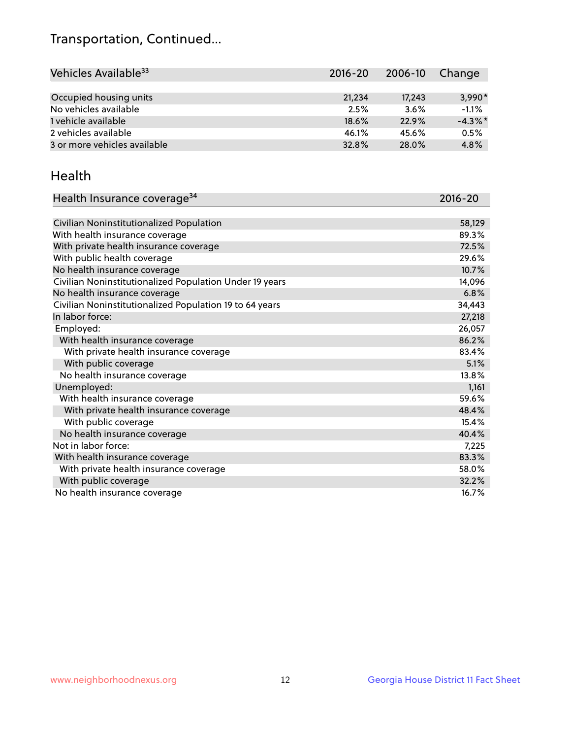# Transportation, Continued...

| Vehicles Available[33] | 2016-20 | 2006-10 | Change |
|---|---|---|---|
| Occupied housing units | 21,234 | 17,243 | 3,990* |
| No vehicles available | 2.5% | 3.6% | -1.1% |
| 1 vehicle available | 18.6% | 22.9% | -4.3%* |
| 2 vehicles available | 46.1% | 45.6% | 0.5% |
| 3 or more vehicles available | 32.8% | 28.0% | 4.8% |

## Health

| Health Insurance coverage[34] | 2016-20 |
|---|---|
| Civilian Noninstitutionalized Population | 58,129 |
| With health insurance coverage | 89.3% |
| With private health insurance coverage | 72.5% |
| With public health coverage | 29.6% |
| No health insurance coverage | 10.7% |
| Civilian Noninstitutionalized Population Under 19 years | 14,096 |
| No health insurance coverage | 6.8% |
| Civilian Noninstitutionalized Population 19 to 64 years | 34,443 |
| In labor force: | 27,218 |
| Employed: | 26,057 |
| With health insurance coverage | 86.2% |
| With private health insurance coverage | 83.4% |
| With public coverage | 5.1% |
| No health insurance coverage | 13.8% |
| Unemployed: | 1,161 |
| With health insurance coverage | 59.6% |
| With private health insurance coverage | 48.4% |
| With public coverage | 15.4% |
| No health insurance coverage | 40.4% |
| Not in labor force: | 7,225 |
| With health insurance coverage | 83.3% |
| With private health insurance coverage | 58.0% |
| With public coverage | 32.2% |
| No health insurance coverage | 16.7% |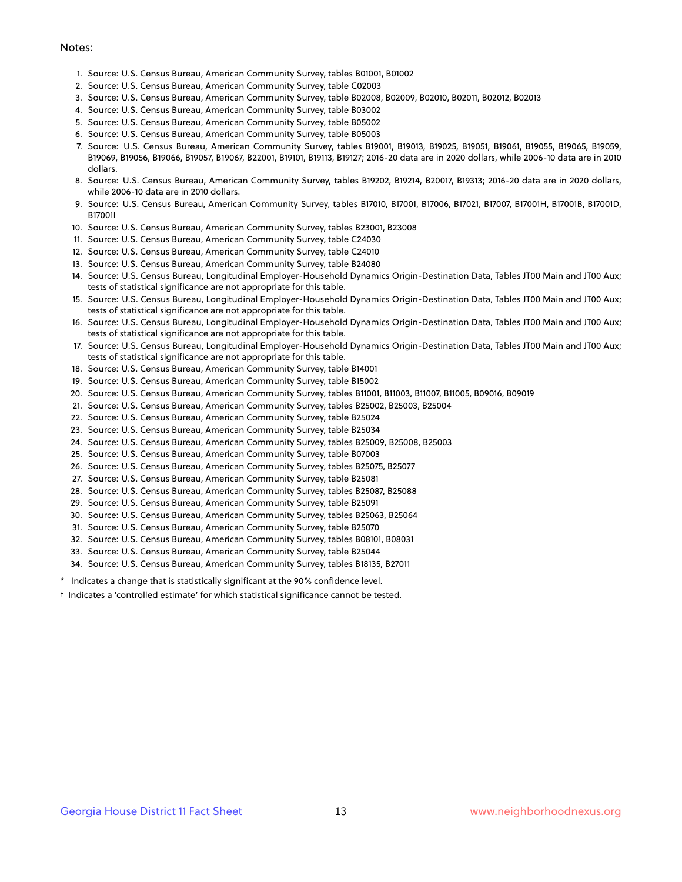Notes:

1. Source: U.S. Census Bureau, American Community Survey, tables B01001, B01002
2. Source: U.S. Census Bureau, American Community Survey, table C02003
3. Source: U.S. Census Bureau, American Community Survey, table B02008, B02009, B02010, B02011, B02012, B02013
4. Source: U.S. Census Bureau, American Community Survey, table B03002
5. Source: U.S. Census Bureau, American Community Survey, table B05002
6. Source: U.S. Census Bureau, American Community Survey, table B05003
7. Source: U.S. Census Bureau, American Community Survey, tables B19001, B19013, B19025, B19051, B19061, B19055, B19065, B19059, B19069, B19056, B19066, B19057, B19067, B22001, B19101, B19113, B19127; 2016-20 data are in 2020 dollars, while 2006-10 data are in 2010 dollars.
8. Source: U.S. Census Bureau, American Community Survey, tables B19202, B19214, B20017, B19313; 2016-20 data are in 2020 dollars, while 2006-10 data are in 2010 dollars.
9. Source: U.S. Census Bureau, American Community Survey, tables B17010, B17001, B17006, B17021, B17007, B17001H, B17001B, B17001D, B17001I
10. Source: U.S. Census Bureau, American Community Survey, tables B23001, B23008
11. Source: U.S. Census Bureau, American Community Survey, table C24030
12. Source: U.S. Census Bureau, American Community Survey, table C24010
13. Source: U.S. Census Bureau, American Community Survey, table B24080
14. Source: U.S. Census Bureau, Longitudinal Employer-Household Dynamics Origin-Destination Data, Tables JT00 Main and JT00 Aux; tests of statistical significance are not appropriate for this table.
15. Source: U.S. Census Bureau, Longitudinal Employer-Household Dynamics Origin-Destination Data, Tables JT00 Main and JT00 Aux; tests of statistical significance are not appropriate for this table.
16. Source: U.S. Census Bureau, Longitudinal Employer-Household Dynamics Origin-Destination Data, Tables JT00 Main and JT00 Aux; tests of statistical significance are not appropriate for this table.
17. Source: U.S. Census Bureau, Longitudinal Employer-Household Dynamics Origin-Destination Data, Tables JT00 Main and JT00 Aux; tests of statistical significance are not appropriate for this table.
18. Source: U.S. Census Bureau, American Community Survey, table B14001
19. Source: U.S. Census Bureau, American Community Survey, table B15002
20. Source: U.S. Census Bureau, American Community Survey, tables B11001, B11003, B11007, B11005, B09016, B09019
21. Source: U.S. Census Bureau, American Community Survey, tables B25002, B25003, B25004
22. Source: U.S. Census Bureau, American Community Survey, table B25024
23. Source: U.S. Census Bureau, American Community Survey, table B25034
24. Source: U.S. Census Bureau, American Community Survey, tables B25009, B25008, B25003
25. Source: U.S. Census Bureau, American Community Survey, table B07003
26. Source: U.S. Census Bureau, American Community Survey, tables B25075, B25077
27. Source: U.S. Census Bureau, American Community Survey, table B25081
28. Source: U.S. Census Bureau, American Community Survey, tables B25087, B25088
29. Source: U.S. Census Bureau, American Community Survey, table B25091
30. Source: U.S. Census Bureau, American Community Survey, tables B25063, B25064
31. Source: U.S. Census Bureau, American Community Survey, table B25070
32. Source: U.S. Census Bureau, American Community Survey, tables B08101, B08031
33. Source: U.S. Census Bureau, American Community Survey, table B25044
34. Source: U.S. Census Bureau, American Community Survey, tables B18135, B27011

\* Indicates a change that is statistically significant at the 90% confidence level.

† Indicates a 'controlled estimate' for which statistical significance cannot be tested.